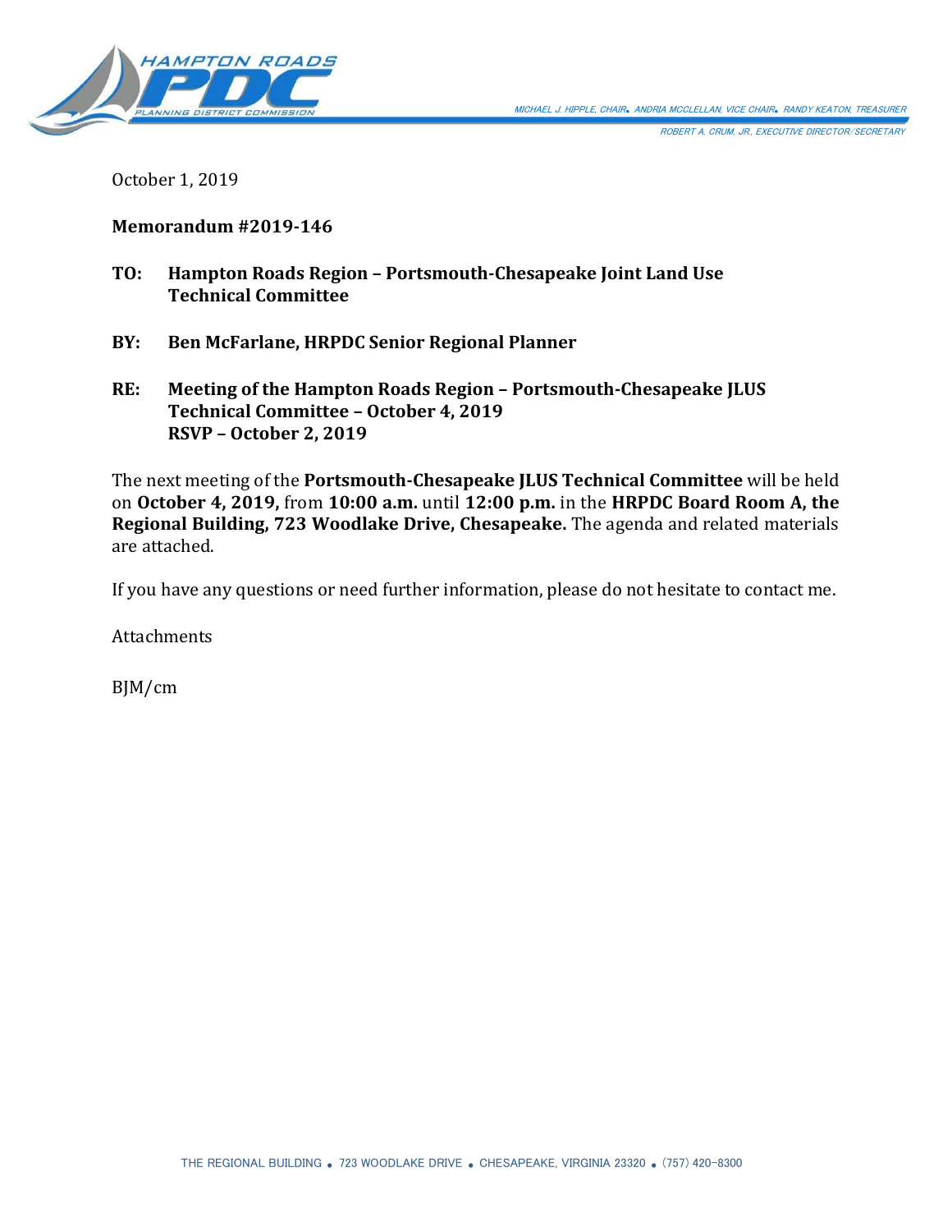HAMPTON ROADS PDC PLANNING DISTRICT COMMISSION

MICHAEL J. HIPPLE, CHAIR • ANDRIA MCCLELLAN, VICE CHAIR • RANDY KEATON, TREASURER

ROBERT A. CRUM, JR., EXECUTIVE DIRECTOR/SECRETARY

October 1, 2019

**Memorandum #2019-146**

**TO: Hampton Roads Region – Portsmouth-Chesapeake Joint Land Use Technical Committee**

**BY: Ben McFarlane, HRPDC Senior Regional Planner**

**RE: Meeting of the Hampton Roads Region – Portsmouth-Chesapeake JLUS Technical Committee – October 4, 2019**
**RSVP – October 2, 2019**

The next meeting of the **Portsmouth-Chesapeake JLUS Technical Committee** will be held on **October 4, 2019,** from **10:00 a.m.** until **12:00 p.m.** in the **HRPDC Board Room A, the Regional Building, 723 Woodlake Drive, Chesapeake.** The agenda and related materials are attached.

If you have any questions or need further information, please do not hesitate to contact me.

Attachments

BJM/cm

THE REGIONAL BUILDING • 723 WOODLAKE DRIVE • CHESAPEAKE, VIRGINIA 23320 • (757) 420-8300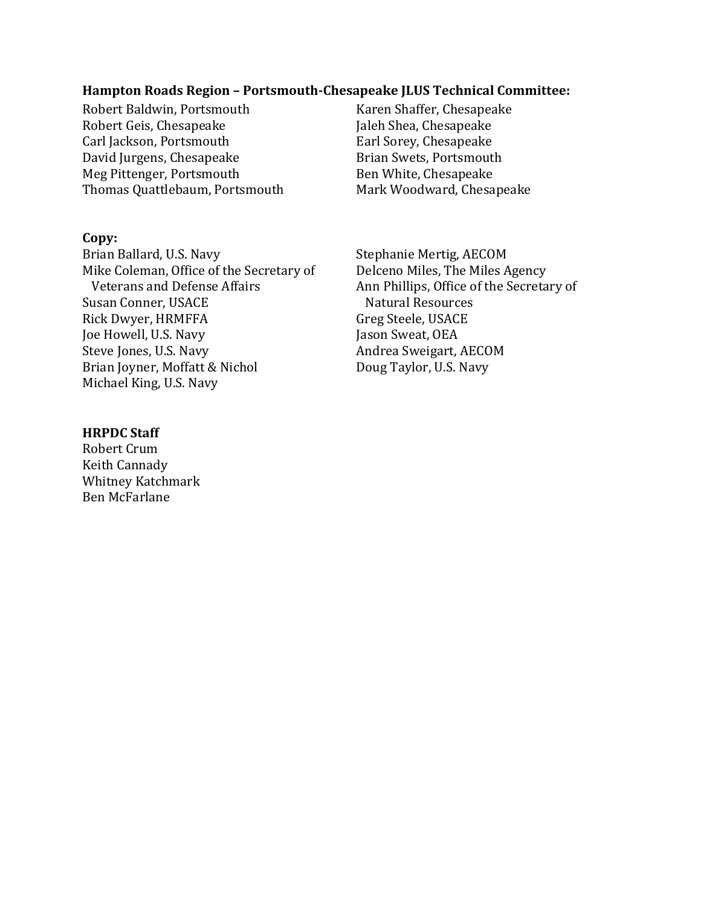**Hampton Roads Region – Portsmouth-Chesapeake JLUS Technical Committee:**

Robert Baldwin, Portsmouth
Robert Geis, Chesapeake
Carl Jackson, Portsmouth
David Jurgens, Chesapeake
Meg Pittenger, Portsmouth
Thomas Quattlebaum, Portsmouth
Karen Shaffer, Chesapeake
Jaleh Shea, Chesapeake
Earl Sorey, Chesapeake
Brian Swets, Portsmouth
Ben White, Chesapeake
Mark Woodward, Chesapeake

**Copy:**

Brian Ballard, U.S. Navy
Mike Coleman, Office of the Secretary of Veterans and Defense Affairs
Susan Conner, USACE
Rick Dwyer, HRMFFA
Joe Howell, U.S. Navy
Steve Jones, U.S. Navy
Brian Joyner, Moffatt & Nichol
Michael King, U.S. Navy
Stephanie Mertig, AECOM
Delceno Miles, The Miles Agency
Ann Phillips, Office of the Secretary of Natural Resources
Greg Steele, USACE
Jason Sweat, OEA
Andrea Sweigart, AECOM
Doug Taylor, U.S. Navy

**HRPDC Staff**

Robert Crum
Keith Cannady
Whitney Katchmark
Ben McFarlane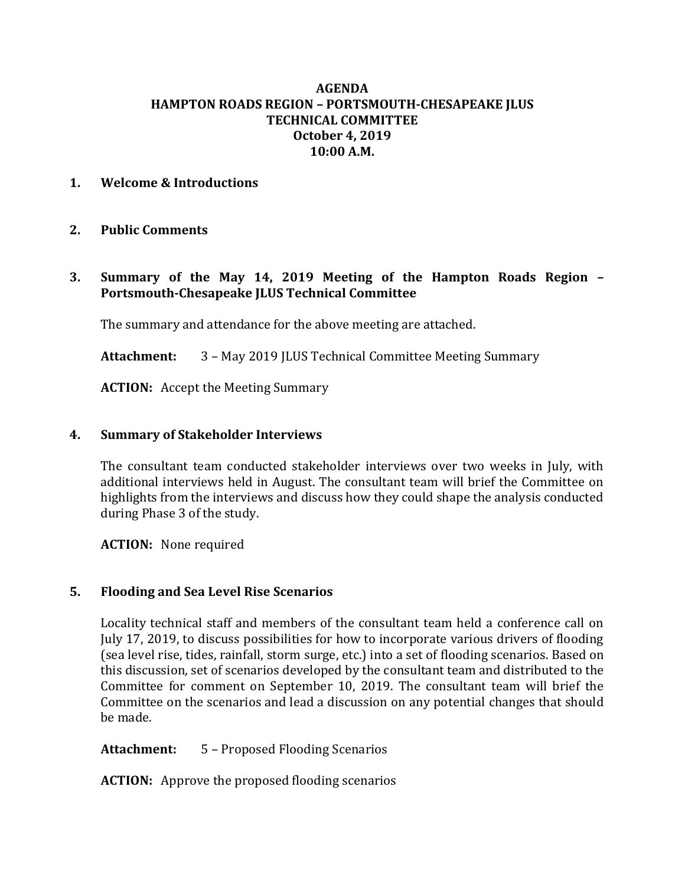**AGENDA**
**HAMPTON ROADS REGION – PORTSMOUTH-CHESAPEAKE JLUS**
**TECHNICAL COMMITTEE**
**October 4, 2019**
**10:00 A.M.**

## 1. Welcome & Introductions

## 2. Public Comments

## 3. Summary of the May 14, 2019 Meeting of the Hampton Roads Region – Portsmouth-Chesapeake JLUS Technical Committee

The summary and attendance for the above meeting are attached.

**Attachment:** 3 – May 2019 JLUS Technical Committee Meeting Summary

**ACTION:** Accept the Meeting Summary

## 4. Summary of Stakeholder Interviews

The consultant team conducted stakeholder interviews over two weeks in July, with additional interviews held in August. The consultant team will brief the Committee on highlights from the interviews and discuss how they could shape the analysis conducted during Phase 3 of the study.

**ACTION:** None required

## 5. Flooding and Sea Level Rise Scenarios

Locality technical staff and members of the consultant team held a conference call on July 17, 2019, to discuss possibilities for how to incorporate various drivers of flooding (sea level rise, tides, rainfall, storm surge, etc.) into a set of flooding scenarios. Based on this discussion, set of scenarios developed by the consultant team and distributed to the Committee for comment on September 10, 2019. The consultant team will brief the Committee on the scenarios and lead a discussion on any potential changes that should be made.

**Attachment:** 5 – Proposed Flooding Scenarios

**ACTION:** Approve the proposed flooding scenarios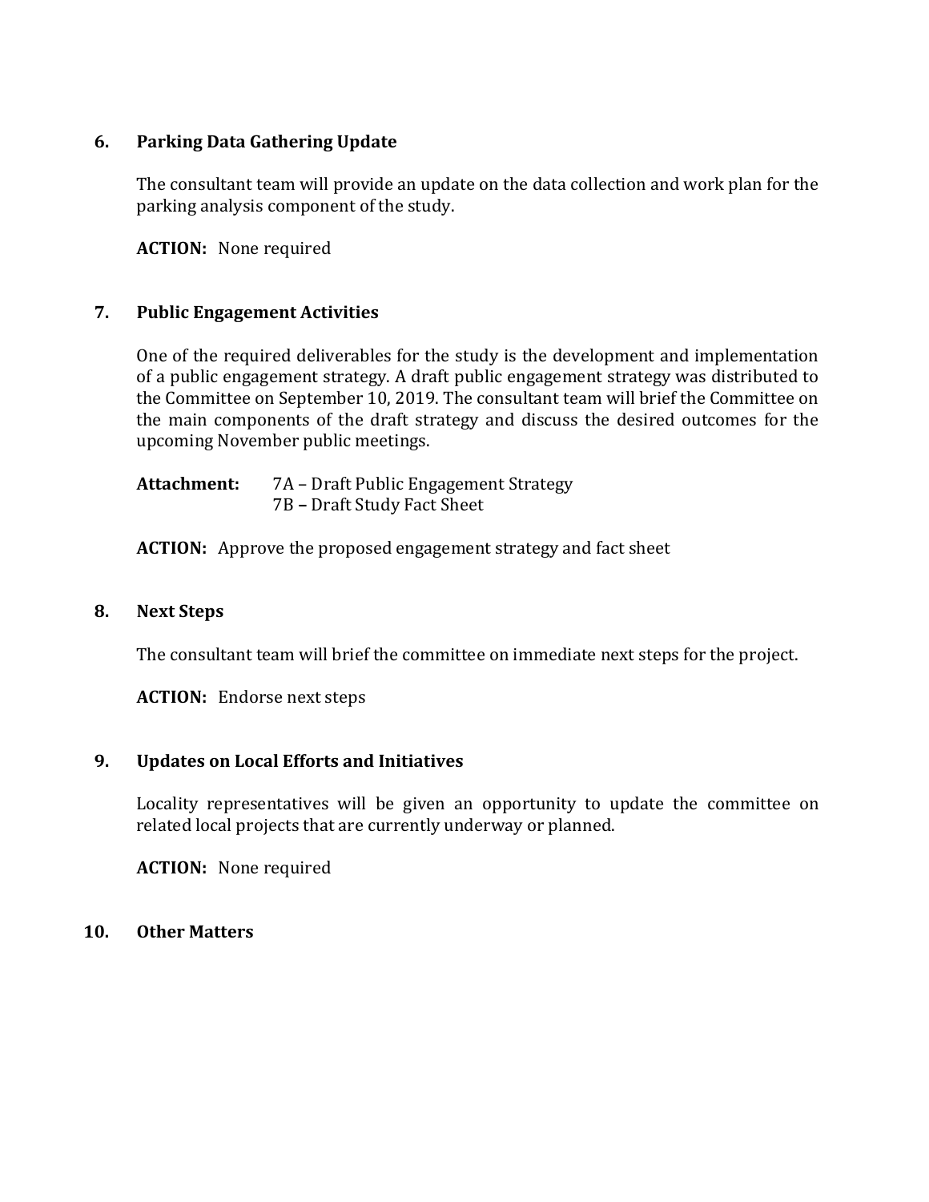**6. Parking Data Gathering Update**

The consultant team will provide an update on the data collection and work plan for the parking analysis component of the study.

**ACTION:** None required

**7. Public Engagement Activities**

One of the required deliverables for the study is the development and implementation of a public engagement strategy. A draft public engagement strategy was distributed to the Committee on September 10, 2019. The consultant team will brief the Committee on the main components of the draft strategy and discuss the desired outcomes for the upcoming November public meetings.

**Attachment:** 7A – Draft Public Engagement Strategy
7B – Draft Study Fact Sheet

**ACTION:** Approve the proposed engagement strategy and fact sheet

**8. Next Steps**

The consultant team will brief the committee on immediate next steps for the project.

**ACTION:** Endorse next steps

**9. Updates on Local Efforts and Initiatives**

Locality representatives will be given an opportunity to update the committee on related local projects that are currently underway or planned.

**ACTION:** None required

**10. Other Matters**